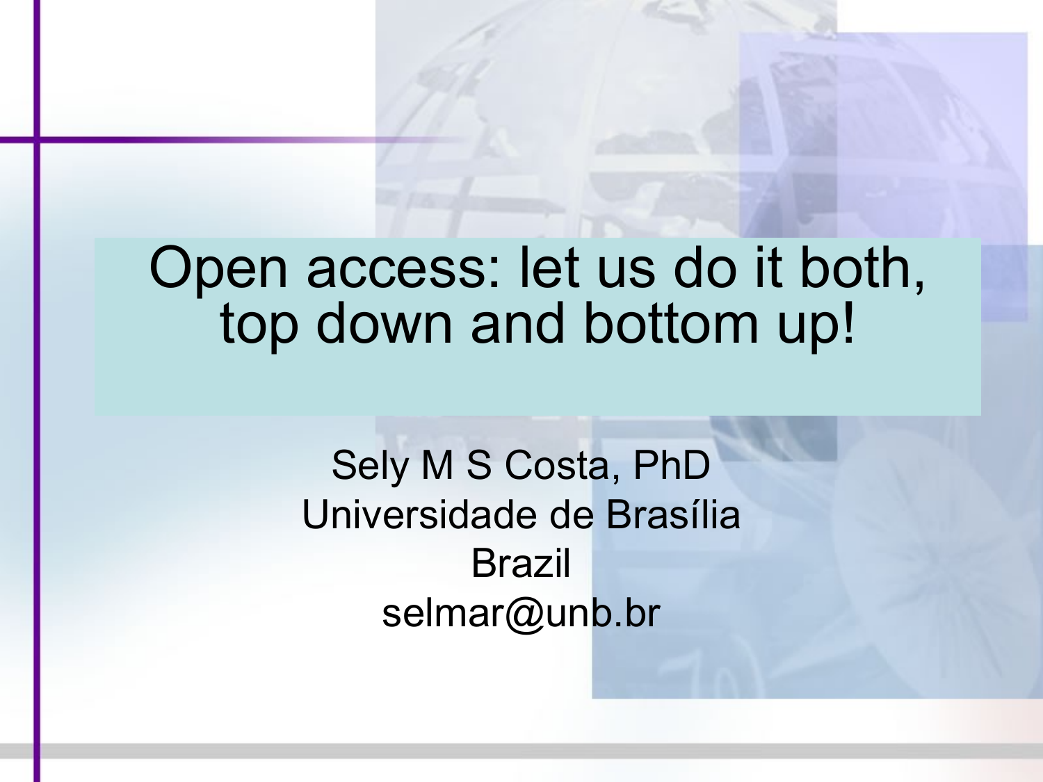# Open access: let us do it both, top down and bottom up!

Sely M S Costa, PhD
Universidade de Brasília
Brazil
selmar@unb.br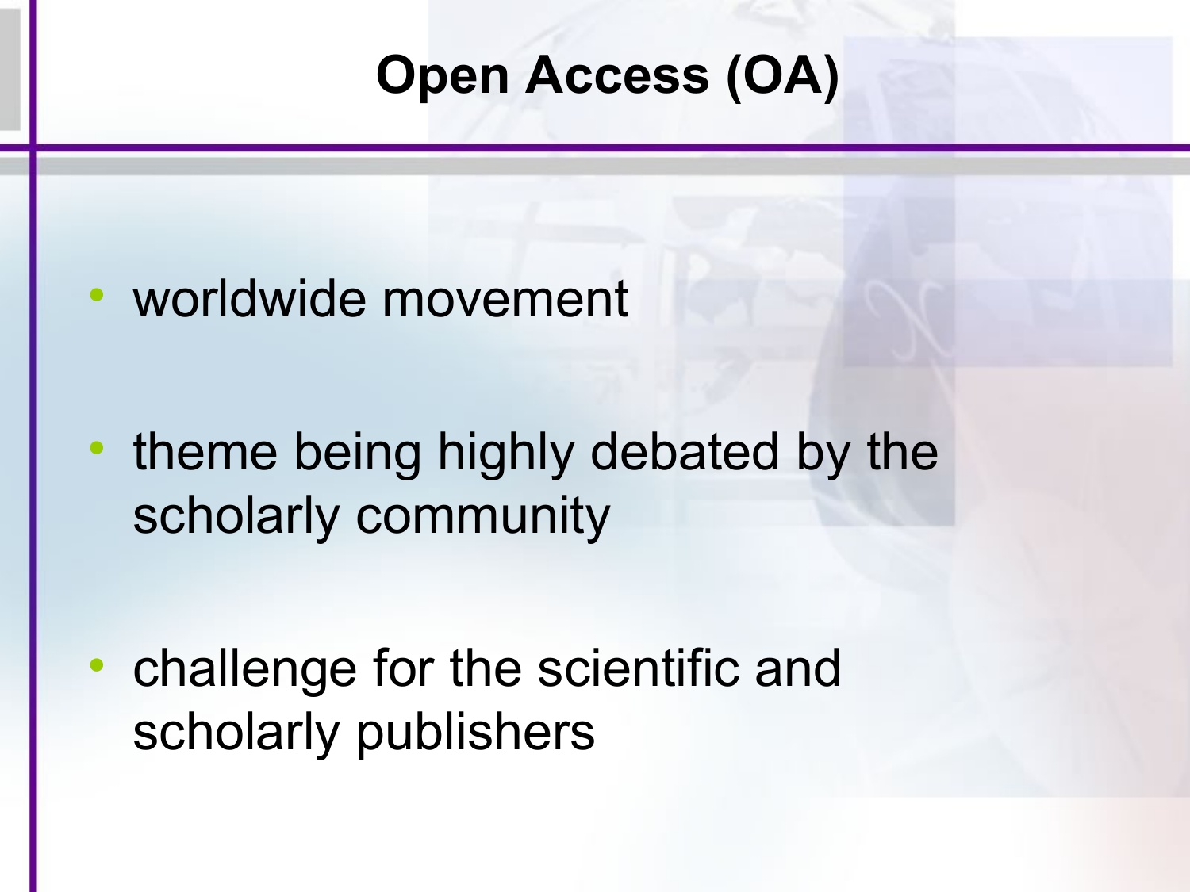# Open Access (OA)

- worldwide movement
- theme being highly debated by the scholarly community
- challenge for the scientific and scholarly publishers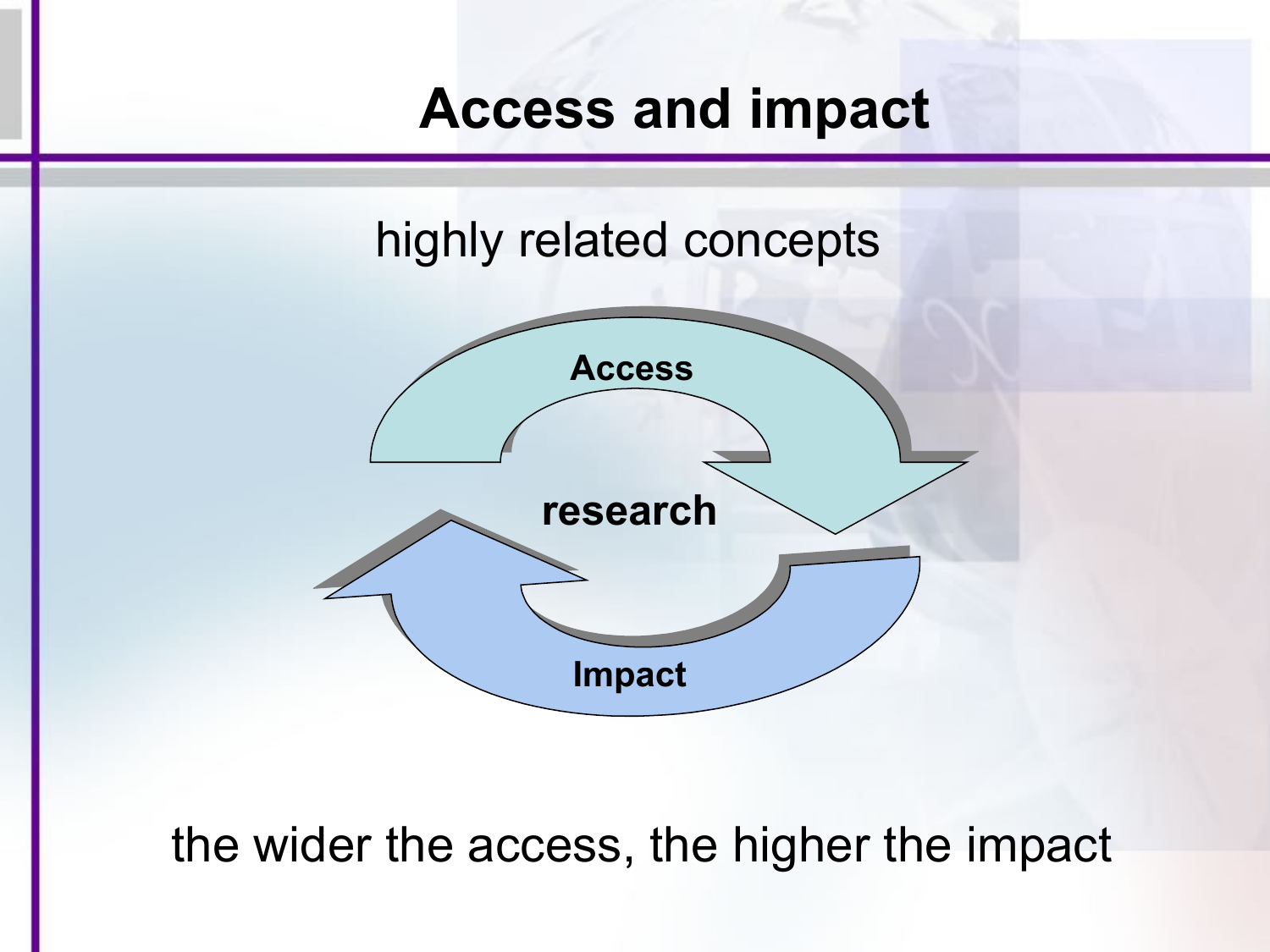# Access and impact

highly related concepts

Access

research

Impact

the wider the access, the higher the impact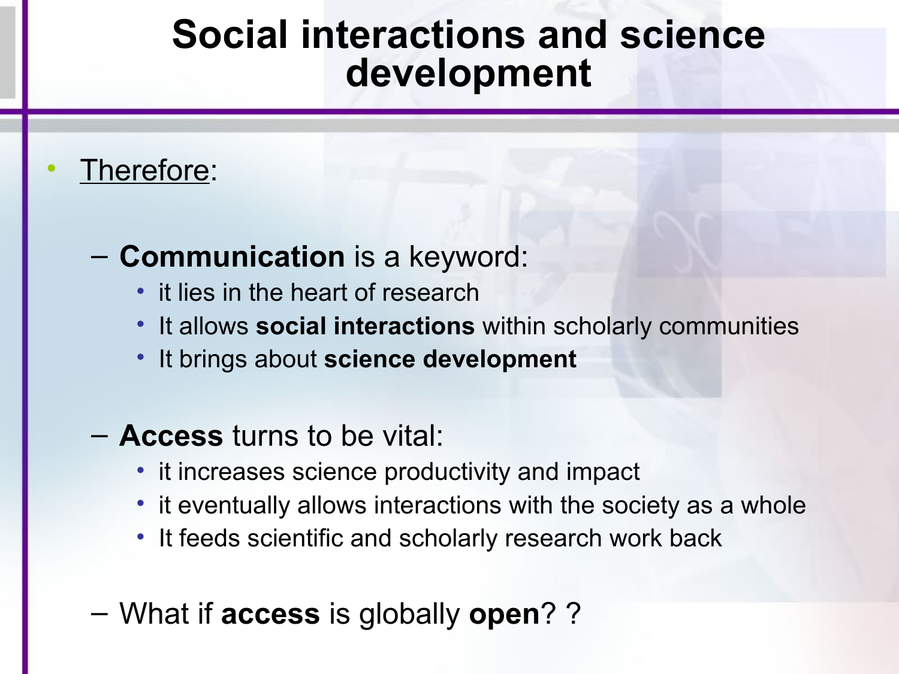# Social interactions and science development

- Therefore:
  - **Communication** is a keyword:
    - it lies in the heart of research
    - It allows **social interactions** within scholarly communities
    - It brings about **science development**
  - **Access** turns to be vital:
    - it increases science productivity and impact
    - it eventually allows interactions with the society as a whole
    - It feeds scientific and scholarly research work back
  - What if **access** is globally **open**? ?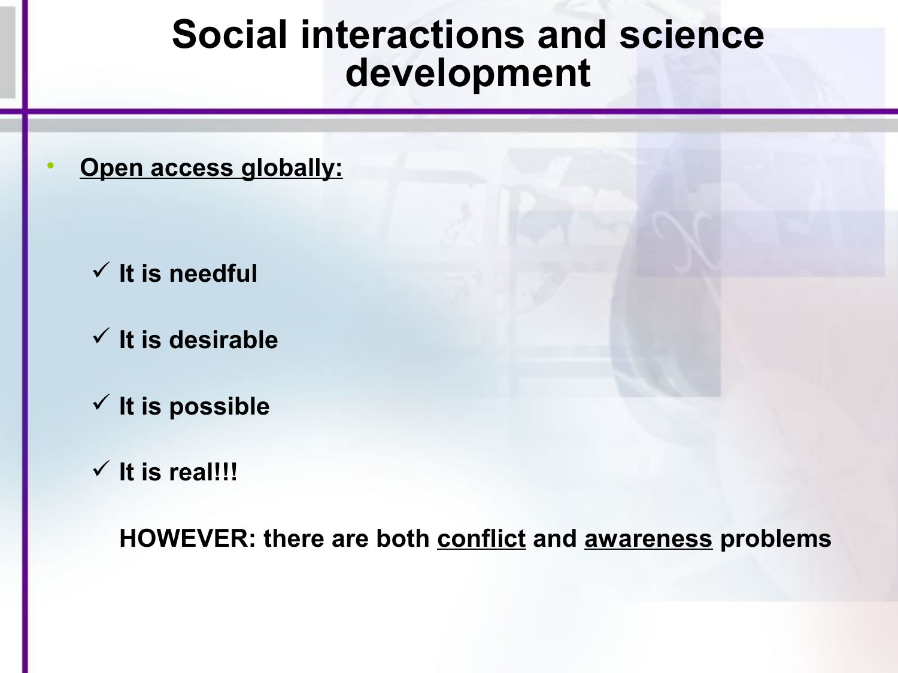# Social interactions and science development

- **Open access globally:**

  - ✓ **It is needful**
  - ✓ **It is desirable**
  - ✓ **It is possible**
  - ✓ **It is real!!!**

  **HOWEVER: there are both conflict and awareness problems**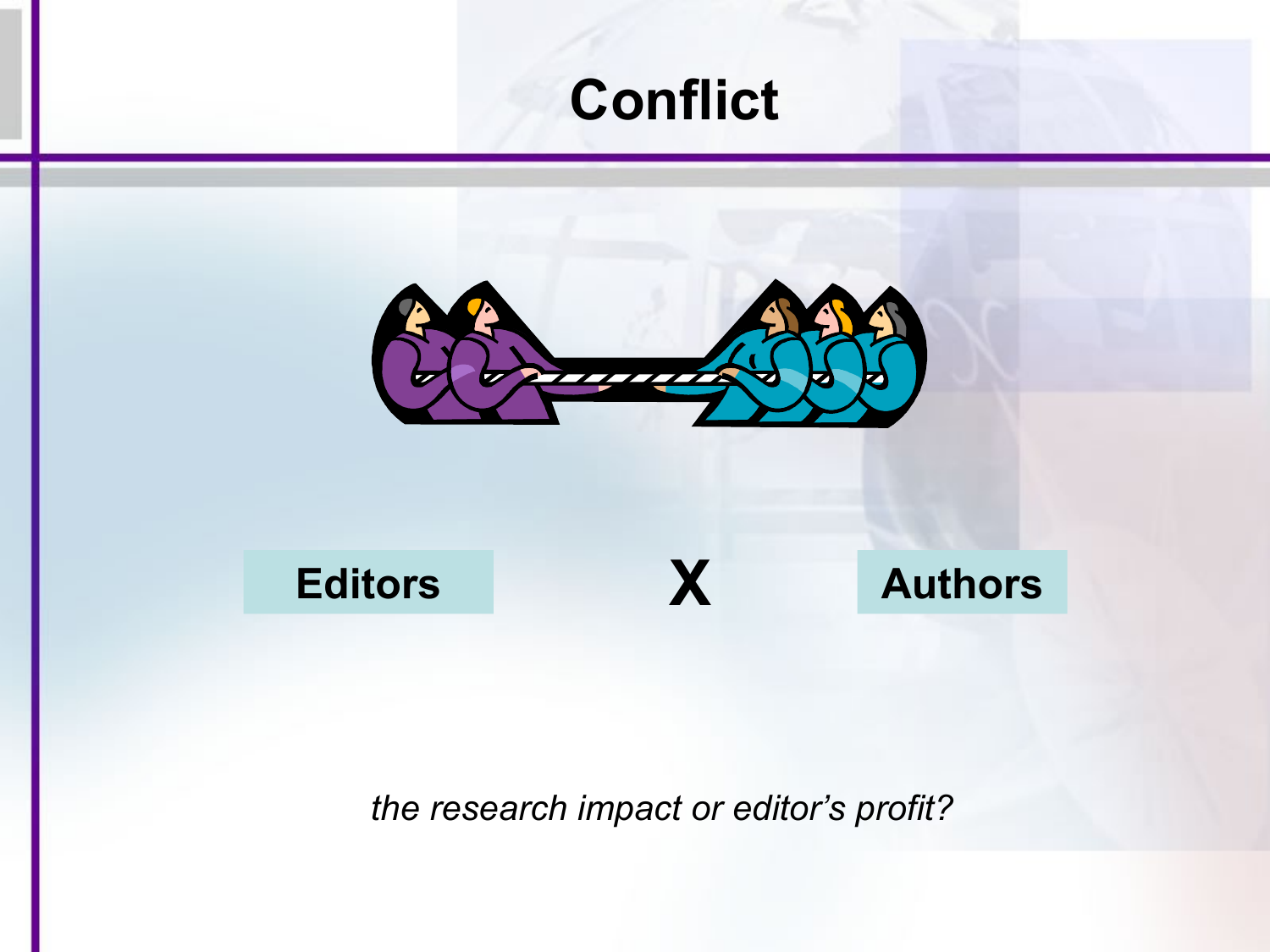# Conflict

**Editors** **X** **Authors**

*the research impact or editor's profit?*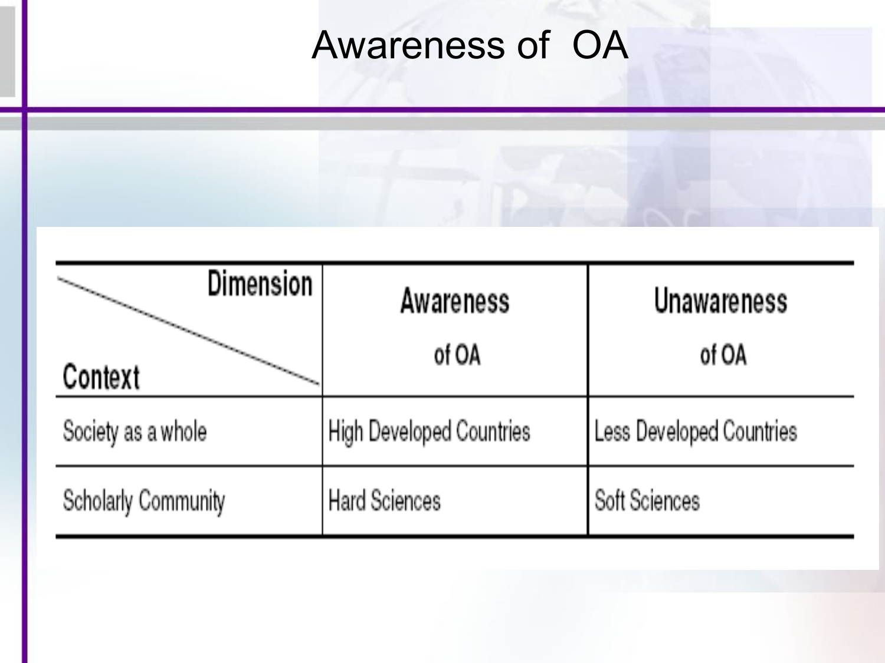# Awareness of OA

| Dimension / Context | Awareness of OA | Unawareness of OA |
| --- | --- | --- |
| Society as a whole | High Developed Countries | Less Developed Countries |
| Scholarly Community | Hard Sciences | Soft Sciences |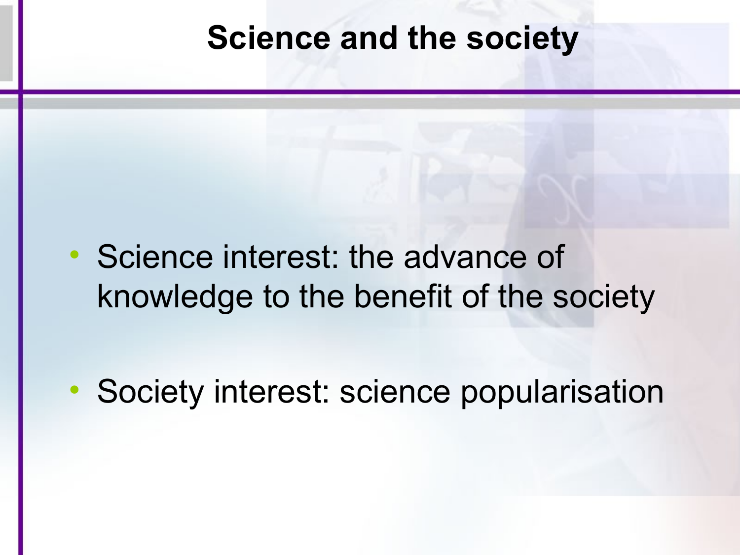# Science and the society

- Science interest: the advance of knowledge to the benefit of the society
- Society interest: science popularisation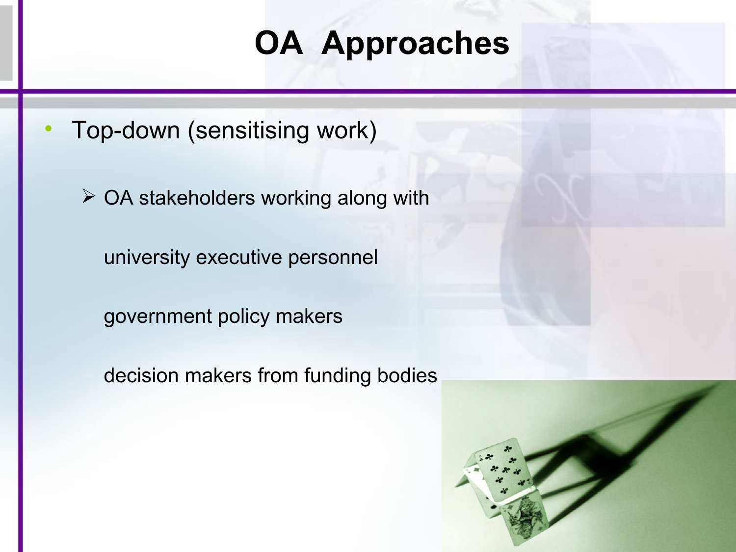# OA Approaches

- Top-down (sensitising work)
  - OA stakeholders working along with

    university executive personnel

    government policy makers

    decision makers from funding bodies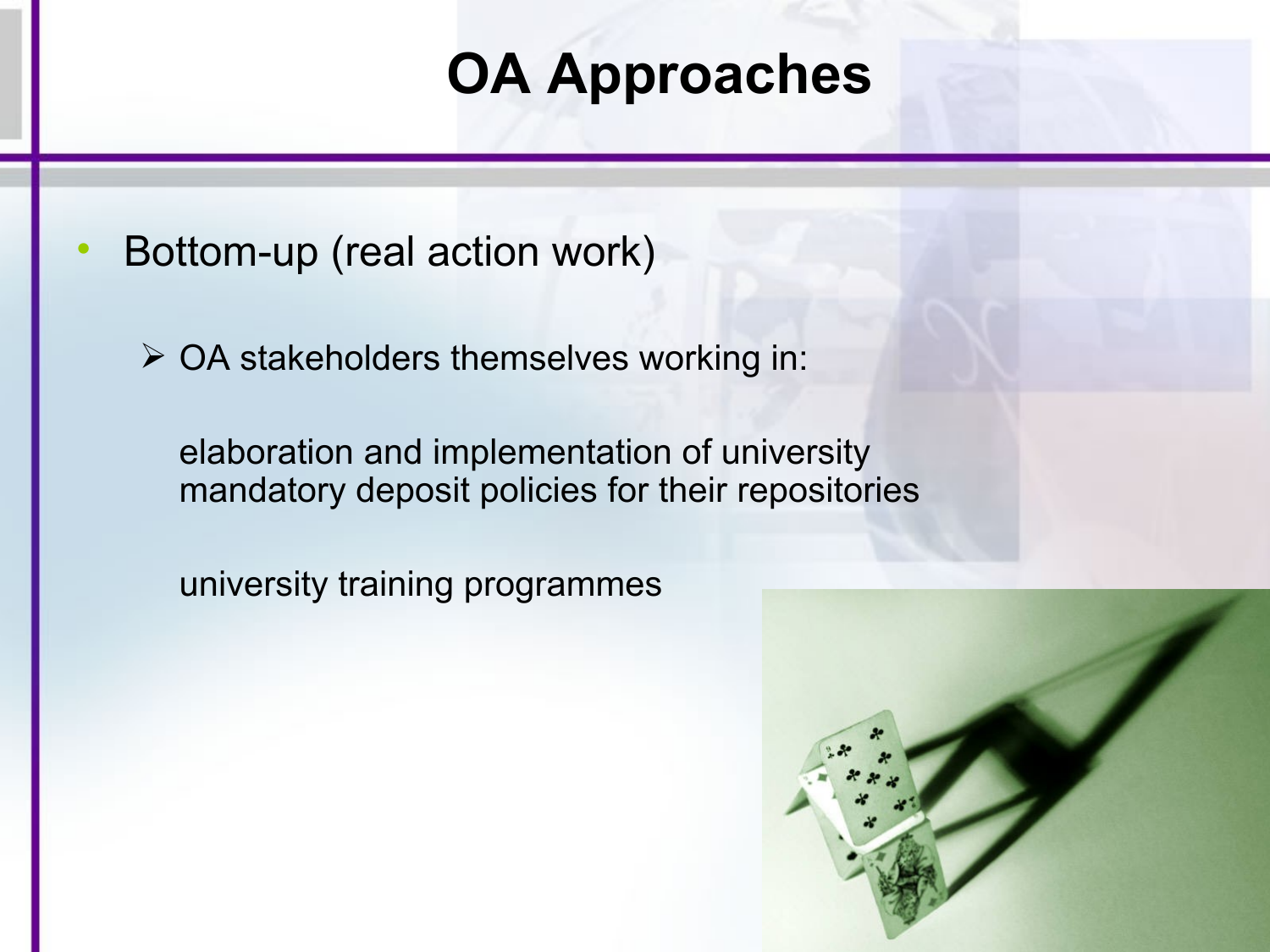# OA Approaches

- Bottom-up (real action work)
  - OA stakeholders themselves working in:

    elaboration and implementation of university mandatory deposit policies for their repositories

    university training programmes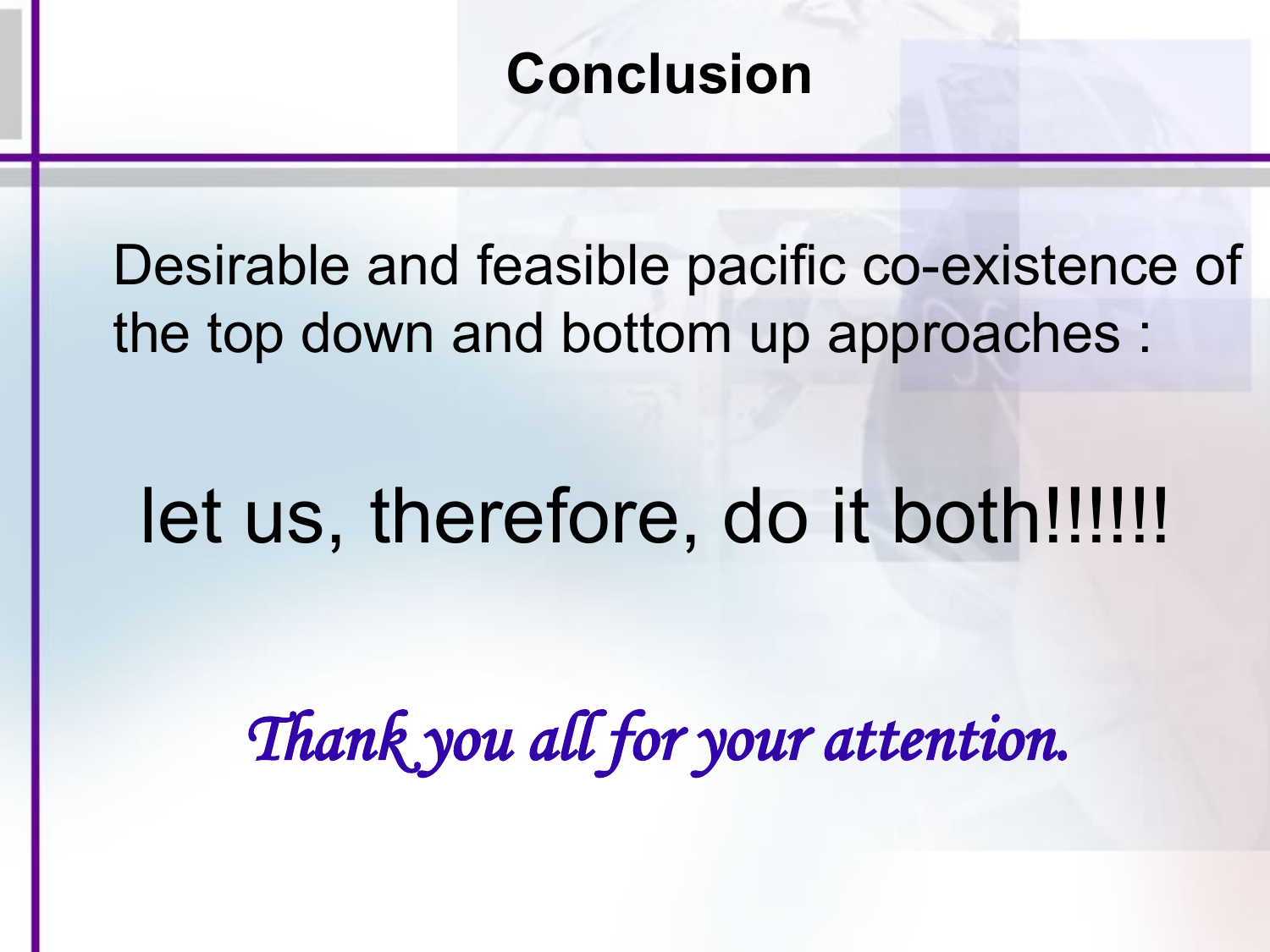# Conclusion

Desirable and feasible pacific co-existence of the top down and bottom up approaches :

let us, therefore, do it both!!!!!!

*Thank you all for your attention.*